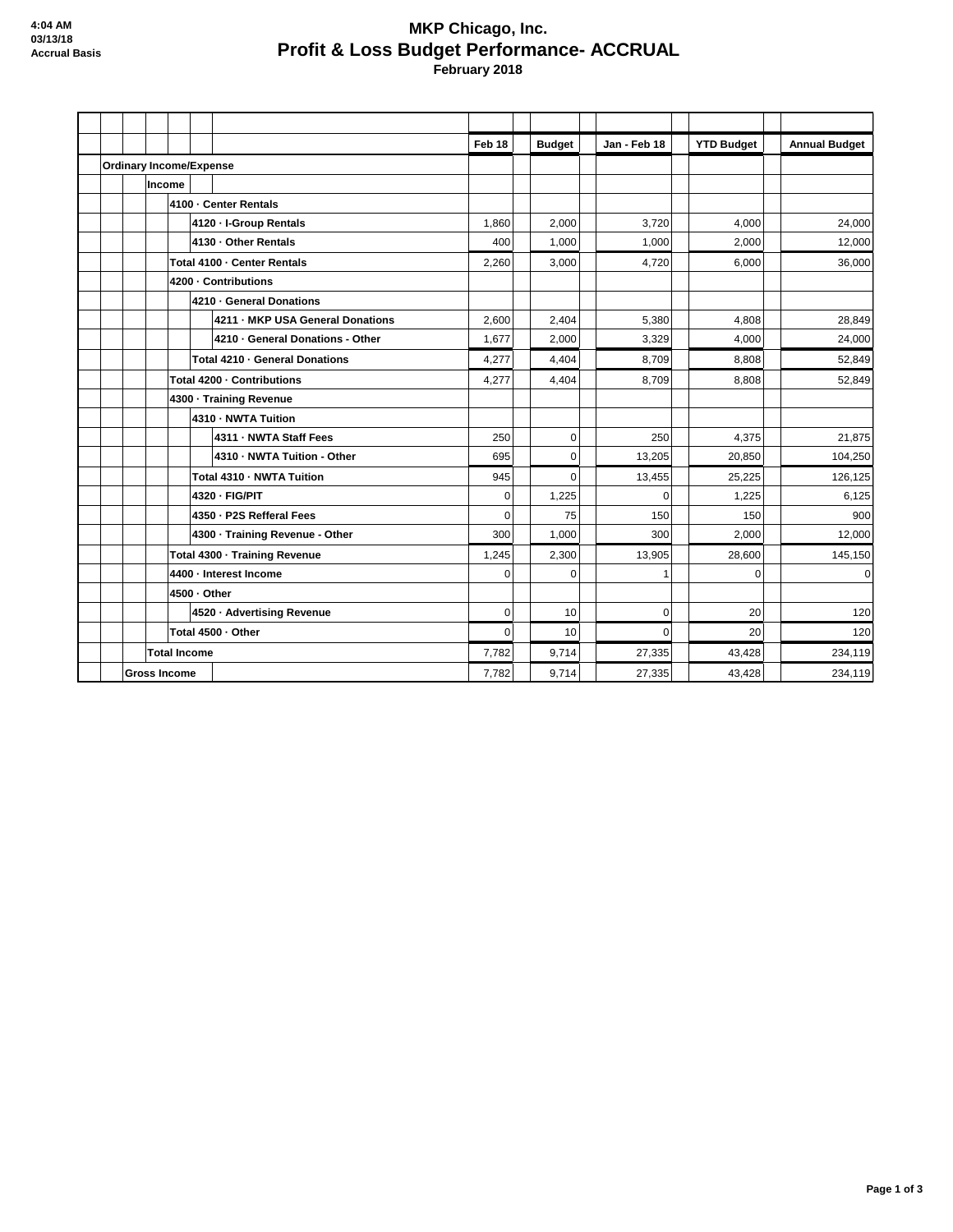4:04 AM
03/13/18
Accrual Basis

# MKP Chicago, Inc.
## Profit & Loss Budget Performance- ACCRUAL
### February 2018

| | Feb 18 | Budget | Jan - Feb 18 | YTD Budget | Annual Budget |
|---|---|---|---|---|---|
| **Ordinary Income/Expense** | | | | | |
| **Income** | | | | | |
| **4100 · Center Rentals** | | | | | |
| **4120 · I-Group Rentals** | 1,860 | 2,000 | 3,720 | 4,000 | 24,000 |
| **4130 · Other Rentals** | 400 | 1,000 | 1,000 | 2,000 | 12,000 |
| **Total 4100 · Center Rentals** | 2,260 | 3,000 | 4,720 | 6,000 | 36,000 |
| **4200 · Contributions** | | | | | |
| **4210 · General Donations** | | | | | |
| **4211 · MKP USA General Donations** | 2,600 | 2,404 | 5,380 | 4,808 | 28,849 |
| **4210 · General Donations - Other** | 1,677 | 2,000 | 3,329 | 4,000 | 24,000 |
| **Total 4210 · General Donations** | 4,277 | 4,404 | 8,709 | 8,808 | 52,849 |
| **Total 4200 · Contributions** | 4,277 | 4,404 | 8,709 | 8,808 | 52,849 |
| **4300 · Training Revenue** | | | | | |
| **4310 · NWTA Tuition** | | | | | |
| **4311 · NWTA Staff Fees** | 250 | 0 | 250 | 4,375 | 21,875 |
| **4310 · NWTA Tuition - Other** | 695 | 0 | 13,205 | 20,850 | 104,250 |
| **Total 4310 · NWTA Tuition** | 945 | 0 | 13,455 | 25,225 | 126,125 |
| **4320 · FIG/PIT** | 0 | 1,225 | 0 | 1,225 | 6,125 |
| **4350 · P2S Refferal Fees** | 0 | 75 | 150 | 150 | 900 |
| **4300 · Training Revenue - Other** | 300 | 1,000 | 300 | 2,000 | 12,000 |
| **Total 4300 · Training Revenue** | 1,245 | 2,300 | 13,905 | 28,600 | 145,150 |
| **4400 · Interest Income** | 0 | 0 | 1 | 0 | 0 |
| **4500 · Other** | | | | | |
| **4520 · Advertising Revenue** | 0 | 10 | 0 | 20 | 120 |
| **Total 4500 · Other** | 0 | 10 | 0 | 20 | 120 |
| **Total Income** | 7,782 | 9,714 | 27,335 | 43,428 | 234,119 |
| **Gross Income** | 7,782 | 9,714 | 27,335 | 43,428 | 234,119 |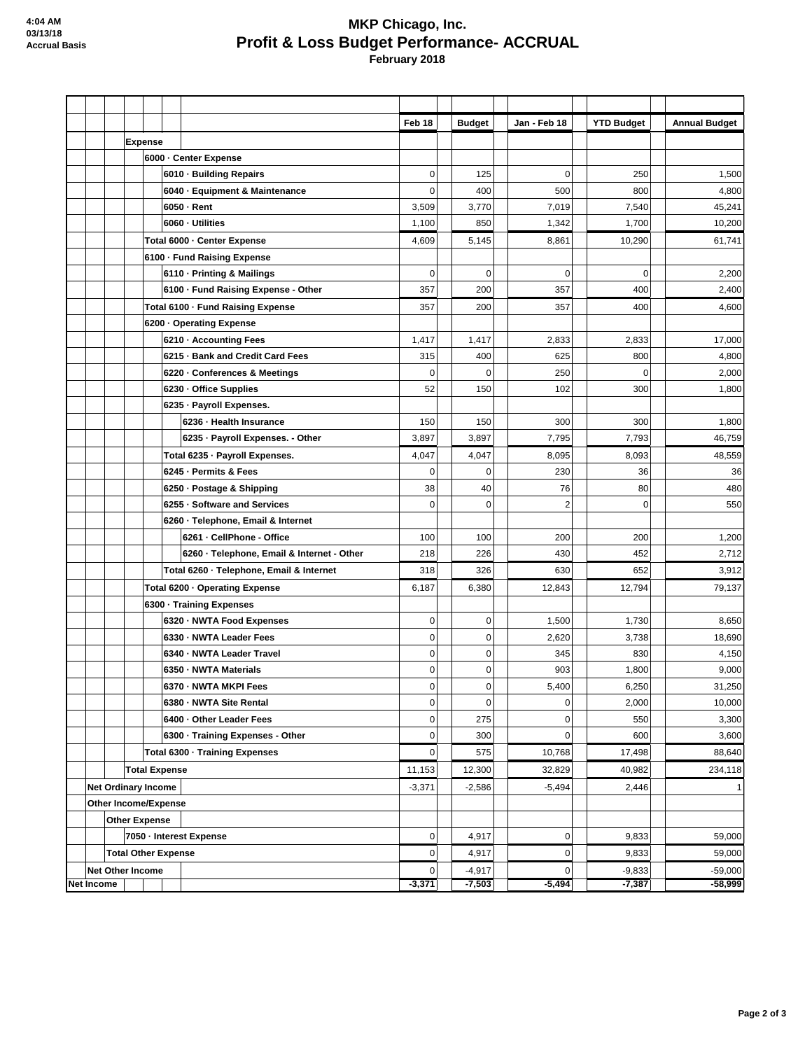# MKP Chicago, Inc.

## Profit & Loss Budget Performance- ACCRUAL

### February 2018

4:04 AM
03/13/18
Accrual Basis

| | Feb 18 | Budget | Jan - Feb 18 | YTD Budget | Annual Budget |
|---|---|---|---|---|---|
| **Expense** | | | | | |
| **6000 · Center Expense** | | | | | |
| **6010 · Building Repairs** | 0 | 125 | 0 | 250 | 1,500 |
| **6040 · Equipment & Maintenance** | 0 | 400 | 500 | 800 | 4,800 |
| **6050 · Rent** | 3,509 | 3,770 | 7,019 | 7,540 | 45,241 |
| **6060 · Utilities** | 1,100 | 850 | 1,342 | 1,700 | 10,200 |
| **Total 6000 · Center Expense** | 4,609 | 5,145 | 8,861 | 10,290 | 61,741 |
| **6100 · Fund Raising Expense** | | | | | |
| **6110 · Printing & Mailings** | 0 | 0 | 0 | 0 | 2,200 |
| **6100 · Fund Raising Expense - Other** | 357 | 200 | 357 | 400 | 2,400 |
| **Total 6100 · Fund Raising Expense** | 357 | 200 | 357 | 400 | 4,600 |
| **6200 · Operating Expense** | | | | | |
| **6210 · Accounting Fees** | 1,417 | 1,417 | 2,833 | 2,833 | 17,000 |
| **6215 · Bank and Credit Card Fees** | 315 | 400 | 625 | 800 | 4,800 |
| **6220 · Conferences & Meetings** | 0 | 0 | 250 | 0 | 2,000 |
| **6230 · Office Supplies** | 52 | 150 | 102 | 300 | 1,800 |
| **6235 · Payroll Expenses.** | | | | | |
| **6236 · Health Insurance** | 150 | 150 | 300 | 300 | 1,800 |
| **6235 · Payroll Expenses. - Other** | 3,897 | 3,897 | 7,795 | 7,793 | 46,759 |
| **Total 6235 · Payroll Expenses.** | 4,047 | 4,047 | 8,095 | 8,093 | 48,559 |
| **6245 · Permits & Fees** | 0 | 0 | 230 | 36 | 36 |
| **6250 · Postage & Shipping** | 38 | 40 | 76 | 80 | 480 |
| **6255 · Software and Services** | 0 | 0 | 2 | 0 | 550 |
| **6260 · Telephone, Email & Internet** | | | | | |
| **6261 · CellPhone - Office** | 100 | 100 | 200 | 200 | 1,200 |
| **6260 · Telephone, Email & Internet - Other** | 218 | 226 | 430 | 452 | 2,712 |
| **Total 6260 · Telephone, Email & Internet** | 318 | 326 | 630 | 652 | 3,912 |
| **Total 6200 · Operating Expense** | 6,187 | 6,380 | 12,843 | 12,794 | 79,137 |
| **6300 · Training Expenses** | | | | | |
| **6320 · NWTA Food Expenses** | 0 | 0 | 1,500 | 1,730 | 8,650 |
| **6330 · NWTA Leader Fees** | 0 | 0 | 2,620 | 3,738 | 18,690 |
| **6340 · NWTA Leader Travel** | 0 | 0 | 345 | 830 | 4,150 |
| **6350 · NWTA Materials** | 0 | 0 | 903 | 1,800 | 9,000 |
| **6370 · NWTA MKPI Fees** | 0 | 0 | 5,400 | 6,250 | 31,250 |
| **6380 · NWTA Site Rental** | 0 | 0 | 0 | 2,000 | 10,000 |
| **6400 · Other Leader Fees** | 0 | 275 | 0 | 550 | 3,300 |
| **6300 · Training Expenses - Other** | 0 | 300 | 0 | 600 | 3,600 |
| **Total 6300 · Training Expenses** | 0 | 575 | 10,768 | 17,498 | 88,640 |
| **Total Expense** | 11,153 | 12,300 | 32,829 | 40,982 | 234,118 |
| **Net Ordinary Income** | -3,371 | -2,586 | -5,494 | 2,446 | 1 |
| **Other Income/Expense** | | | | | |
| **Other Expense** | | | | | |
| **7050 · Interest Expense** | 0 | 4,917 | 0 | 9,833 | 59,000 |
| **Total Other Expense** | 0 | 4,917 | 0 | 9,833 | 59,000 |
| **Net Other Income** | 0 | -4,917 | 0 | -9,833 | -59,000 |
| **Net Income** | **-3,371** | **-7,503** | **-5,494** | **-7,387** | **-58,999** |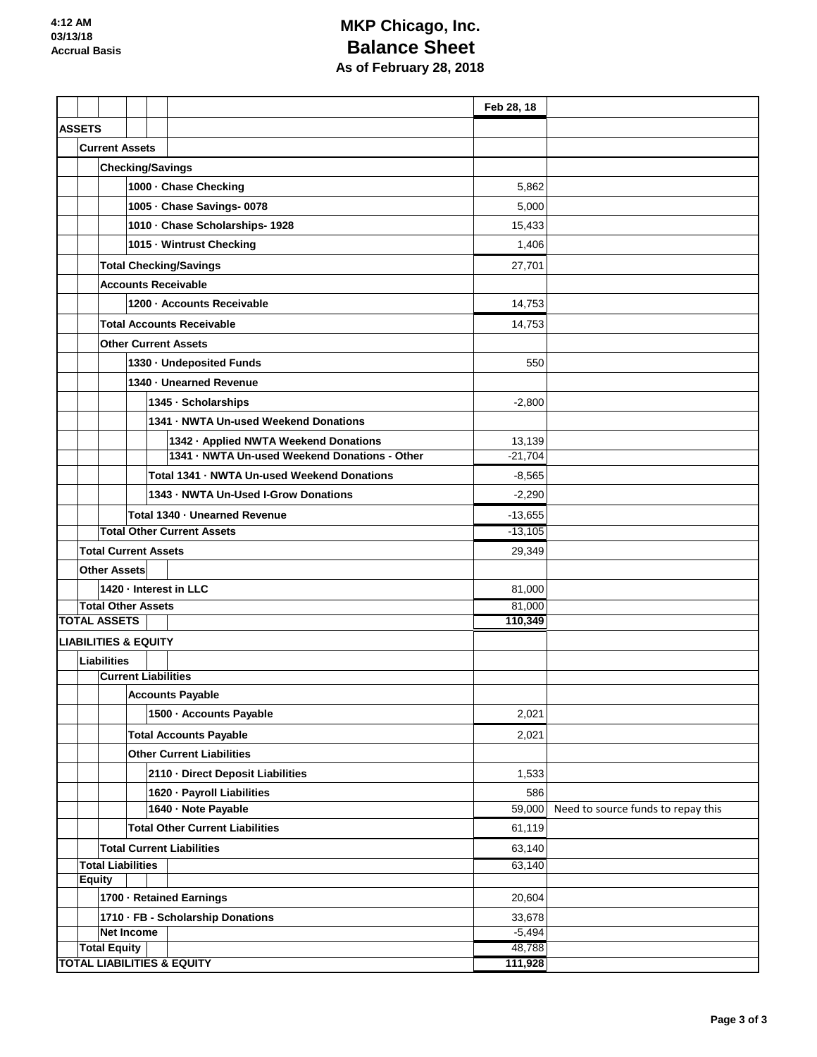4:12 AM
03/13/18
Accrual Basis

# MKP Chicago, Inc.
## Balance Sheet
### As of February 28, 2018

| | Feb 28, 18 | |
|---|---|---|
| **ASSETS** | | |
| **Current Assets** | | |
| **Checking/Savings** | | |
| **1000 · Chase Checking** | 5,862 | |
| **1005 · Chase Savings- 0078** | 5,000 | |
| **1010 · Chase Scholarships- 1928** | 15,433 | |
| **1015 · Wintrust Checking** | 1,406 | |
| **Total Checking/Savings** | 27,701 | |
| **Accounts Receivable** | | |
| **1200 · Accounts Receivable** | 14,753 | |
| **Total Accounts Receivable** | 14,753 | |
| **Other Current Assets** | | |
| **1330 · Undeposited Funds** | 550 | |
| **1340 · Unearned Revenue** | | |
| **1345 · Scholarships** | -2,800 | |
| **1341 · NWTA Un-used Weekend Donations** | | |
| **1342 · Applied NWTA Weekend Donations** | 13,139 | |
| **1341 · NWTA Un-used Weekend Donations - Other** | -21,704 | |
| **Total 1341 · NWTA Un-used Weekend Donations** | -8,565 | |
| **1343 · NWTA Un-Used I-Grow Donations** | -2,290 | |
| **Total 1340 · Unearned Revenue** | -13,655 | |
| **Total Other Current Assets** | -13,105 | |
| **Total Current Assets** | 29,349 | |
| **Other Assets** | | |
| **1420 · Interest in LLC** | 81,000 | |
| **Total Other Assets** | 81,000 | |
| **TOTAL ASSETS** | **110,349** | |
| **LIABILITIES & EQUITY** | | |
| **Liabilities** | | |
| **Current Liabilities** | | |
| **Accounts Payable** | | |
| **1500 · Accounts Payable** | 2,021 | |
| **Total Accounts Payable** | 2,021 | |
| **Other Current Liabilities** | | |
| **2110 · Direct Deposit Liabilities** | 1,533 | |
| **1620 · Payroll Liabilities** | 586 | |
| **1640 · Note Payable** | 59,000 | Need to source funds to repay this |
| **Total Other Current Liabilities** | 61,119 | |
| **Total Current Liabilities** | 63,140 | |
| **Total Liabilities** | 63,140 | |
| **Equity** | | |
| **1700 · Retained Earnings** | 20,604 | |
| **1710 · FB - Scholarship Donations** | 33,678 | |
| **Net Income** | -5,494 | |
| **Total Equity** | 48,788 | |
| **TOTAL LIABILITIES & EQUITY** | **111,928** | |